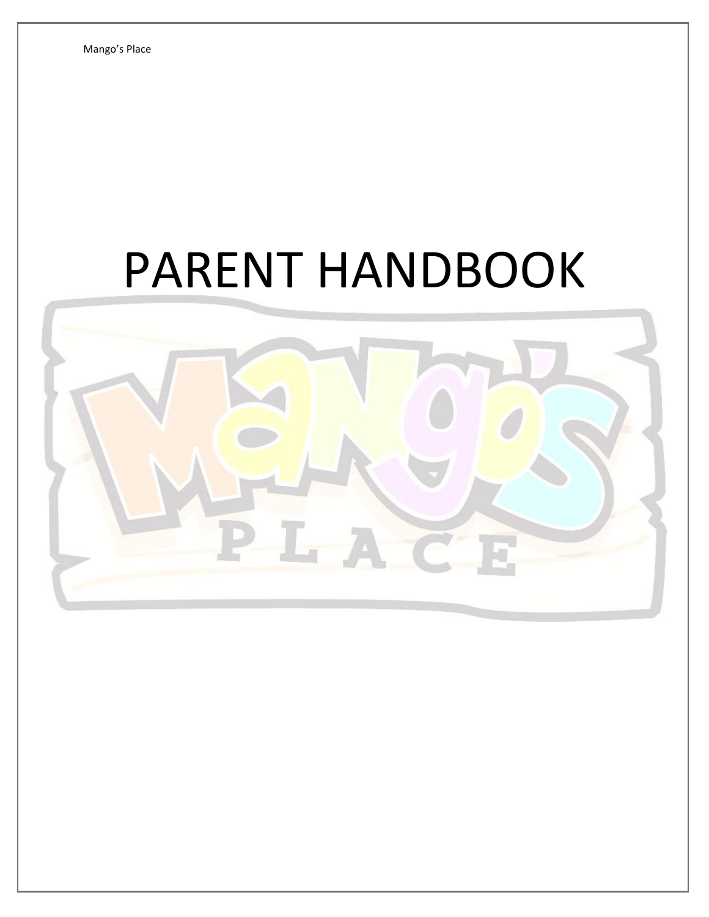# PARENT HANDBOOK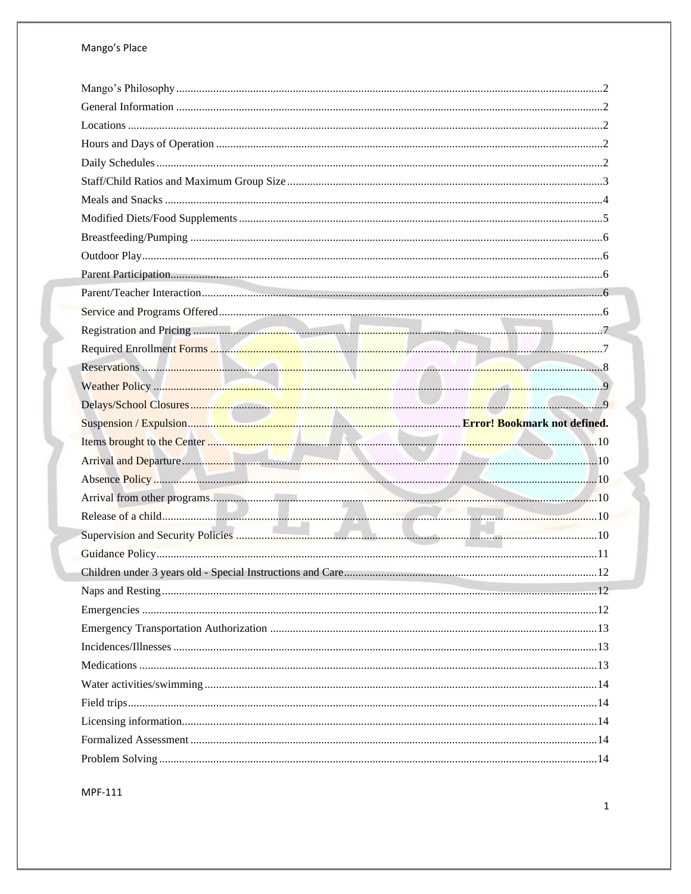Mango's Philosophy....2
General Information....2
Locations....2
Hours and Days of Operation....2
Daily Schedules....2
Staff/Child Ratios and Maximum Group Size....3
Meals and Snacks....4
Modified Diets/Food Supplements....5
Breastfeeding/Pumping....6
Outdoor Play....6
Parent Participation....6
Parent/Teacher Interaction....6
Service and Programs Offered....6
Registration and Pricing....7
Required Enrollment Forms....7
Reservations....8
Weather Policy....9
Delays/School Closures....9
Suspension / Expulsion.... **Error! Bookmark not defined.**
Items brought to the Center....10
Arrival and Departure....10
Absence Policy....10
Arrival from other programs....10
Release of a child....10
Supervision and Security Policies....10
Guidance Policy....11
Children under 3 years old - Special Instructions and Care....12
Naps and Resting....12
Emergencies....12
Emergency Transportation Authorization....13
Incidences/Illnesses....13
Medications....13
Water activities/swimming....14
Field trips....14
Licensing information....14
Formalized Assessment....14
Problem Solving....14

MPF-111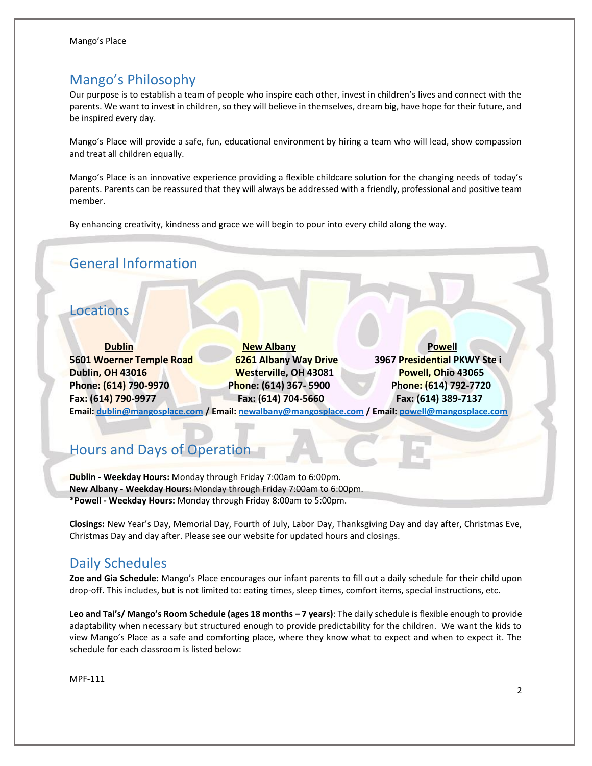# Mango's Philosophy

Our purpose is to establish a team of people who inspire each other, invest in children's lives and connect with the parents. We want to invest in children, so they will believe in themselves, dream big, have hope for their future, and be inspired every day.

Mango's Place will provide a safe, fun, educational environment by hiring a team who will lead, show compassion and treat all children equally.

Mango's Place is an innovative experience providing a flexible childcare solution for the changing needs of today's parents. Parents can be reassured that they will always be addressed with a friendly, professional and positive team member.

By enhancing creativity, kindness and grace we will begin to pour into every child along the way.

# General Information

## Locations

| Dublin | New Albany | Powell |
|---|---|---|
| **5601 Woerner Temple Road** | **6261 Albany Way Drive** | **3967 Presidential PKWY Ste i** |
| **Dublin, OH 43016** | **Westerville, OH 43081** | **Powell, Ohio 43065** |
| **Phone: (614) 790-9970** | **Phone: (614) 367- 5900** | **Phone: (614) 792-7720** |
| **Fax: (614) 790-9977** | **Fax: (614) 704-5660** | **Fax: (614) 389-7137** |

**Email: dublin@mangosplace.com / Email: newalbany@mangosplace.com / Email: powell@mangosplace.com**

## Hours and Days of Operation

**Dublin - Weekday Hours:** Monday through Friday 7:00am to 6:00pm.
**New Albany - Weekday Hours:** Monday through Friday 7:00am to 6:00pm.
***Powell - Weekday Hours:** Monday through Friday 8:00am to 5:00pm.

**Closings:** New Year's Day, Memorial Day, Fourth of July, Labor Day, Thanksgiving Day and day after, Christmas Eve, Christmas Day and day after. Please see our website for updated hours and closings.

## Daily Schedules

**Zoe and Gia Schedule:** Mango's Place encourages our infant parents to fill out a daily schedule for their child upon drop-off. This includes, but is not limited to: eating times, sleep times, comfort items, special instructions, etc.

**Leo and Tai's/ Mango's Room Schedule (ages 18 months – 7 years)**: The daily schedule is flexible enough to provide adaptability when necessary but structured enough to provide predictability for the children. We want the kids to view Mango's Place as a safe and comforting place, where they know what to expect and when to expect it. The schedule for each classroom is listed below:

MPF-111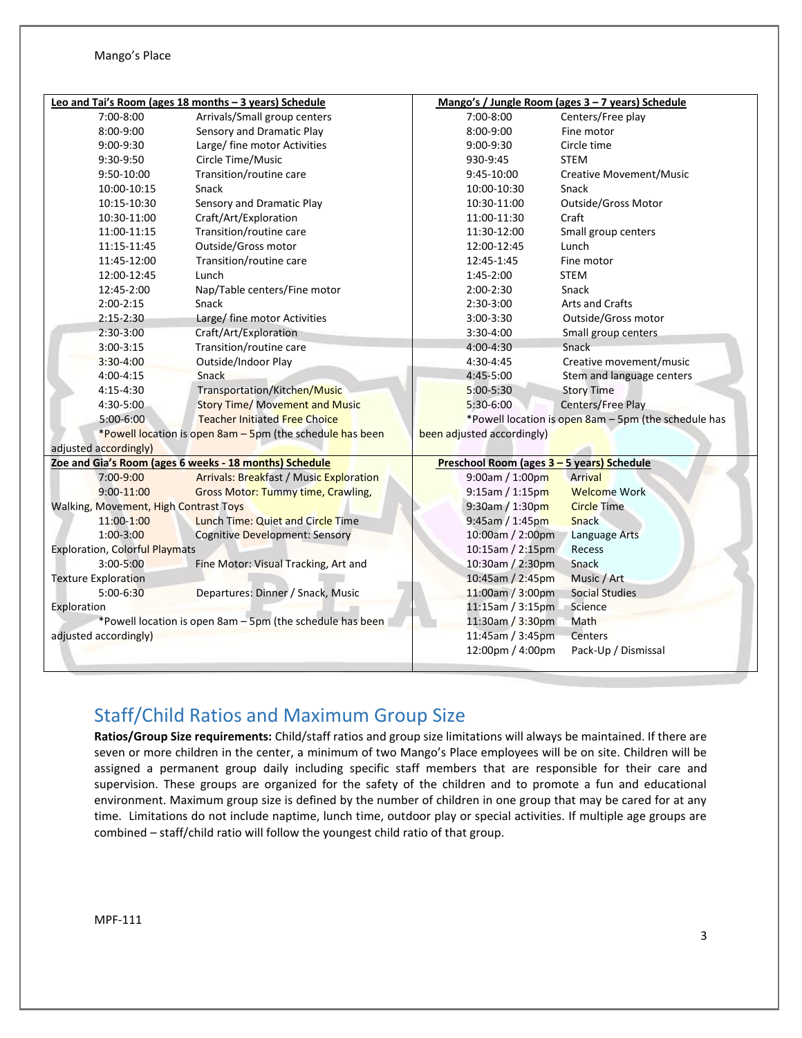## Leo and Tai's Room (ages 18 months – 3 years) Schedule

| Time | Activity |
|---|---|
| 7:00-8:00 | Arrivals/Small group centers |
| 8:00-9:00 | Sensory and Dramatic Play |
| 9:00-9:30 | Large/ fine motor Activities |
| 9:30-9:50 | Circle Time/Music |
| 9:50-10:00 | Transition/routine care |
| 10:00-10:15 | Snack |
| 10:15-10:30 | Sensory and Dramatic Play |
| 10:30-11:00 | Craft/Art/Exploration |
| 11:00-11:15 | Transition/routine care |
| 11:15-11:45 | Outside/Gross motor |
| 11:45-12:00 | Transition/routine care |
| 12:00-12:45 | Lunch |
| 12:45-2:00 | Nap/Table centers/Fine motor |
| 2:00-2:15 | Snack |
| 2:15-2:30 | Large/ fine motor Activities |
| 2:30-3:00 | Craft/Art/Exploration |
| 3:00-3:15 | Transition/routine care |
| 3:30-4:00 | Outside/Indoor Play |
| 4:00-4:15 | Snack |
| 4:15-4:30 | Transportation/Kitchen/Music |
| 4:30-5:00 | Story Time/ Movement and Music |
| 5:00-6:00 | Teacher Initiated Free Choice |

*Powell location is open 8am – 5pm (the schedule has been adjusted accordingly)

## Mango's / Jungle Room (ages 3 – 7 years) Schedule

| Time | Activity |
|---|---|
| 7:00-8:00 | Centers/Free play |
| 8:00-9:00 | Fine motor |
| 9:00-9:30 | Circle time |
| 930-9:45 | STEM |
| 9:45-10:00 | Creative Movement/Music |
| 10:00-10:30 | Snack |
| 10:30-11:00 | Outside/Gross Motor |
| 11:00-11:30 | Craft |
| 11:30-12:00 | Small group centers |
| 12:00-12:45 | Lunch |
| 12:45-1:45 | Fine motor |
| 1:45-2:00 | STEM |
| 2:00-2:30 | Snack |
| 2:30-3:00 | Arts and Crafts |
| 3:00-3:30 | Outside/Gross motor |
| 3:30-4:00 | Small group centers |
| 4:00-4:30 | Snack |
| 4:30-4:45 | Creative movement/music |
| 4:45-5:00 | Stem and language centers |
| 5:00-5:30 | Story Time |
| 5:30-6:00 | Centers/Free Play |

*Powell location is open 8am – 5pm (the schedule has been adjusted accordingly)

## Zoe and Gia's Room (ages 6 weeks - 18 months) Schedule

| Time | Activity |
|---|---|
| 7:00-9:00 | Arrivals: Breakfast / Music Exploration |
| 9:00-11:00 | Gross Motor: Tummy time, Crawling, Walking, Movement, High Contrast Toys |
| 11:00-1:00 | Lunch Time: Quiet and Circle Time |
| 1:00-3:00 | Cognitive Development: Sensory Exploration, Colorful Playmats |
| 3:00-5:00 | Fine Motor: Visual Tracking, Art and Texture Exploration |
| 5:00-6:30 | Departures: Dinner / Snack, Music Exploration |

*Powell location is open 8am – 5pm (the schedule has been adjusted accordingly)

## Preschool Room (ages 3 – 5 years) Schedule

| Time | Activity |
|---|---|
| 9:00am / 1:00pm | Arrival |
| 9:15am / 1:15pm | Welcome Work |
| 9:30am / 1:30pm | Circle Time |
| 9:45am / 1:45pm | Snack |
| 10:00am / 2:00pm | Language Arts |
| 10:15am / 2:15pm | Recess |
| 10:30am / 2:30pm | Snack |
| 10:45am / 2:45pm | Music / Art |
| 11:00am / 3:00pm | Social Studies |
| 11:15am / 3:15pm | Science |
| 11:30am / 3:30pm | Math |
| 11:45am / 3:45pm | Centers |
| 12:00pm / 4:00pm | Pack-Up / Dismissal |

## Staff/Child Ratios and Maximum Group Size

**Ratios/Group Size requirements:** Child/staff ratios and group size limitations will always be maintained. If there are seven or more children in the center, a minimum of two Mango's Place employees will be on site. Children will be assigned a permanent group daily including specific staff members that are responsible for their care and supervision. These groups are organized for the safety of the children and to promote a fun and educational environment. Maximum group size is defined by the number of children in one group that may be cared for at any time. Limitations do not include naptime, lunch time, outdoor play or special activities. If multiple age groups are combined – staff/child ratio will follow the youngest child ratio of that group.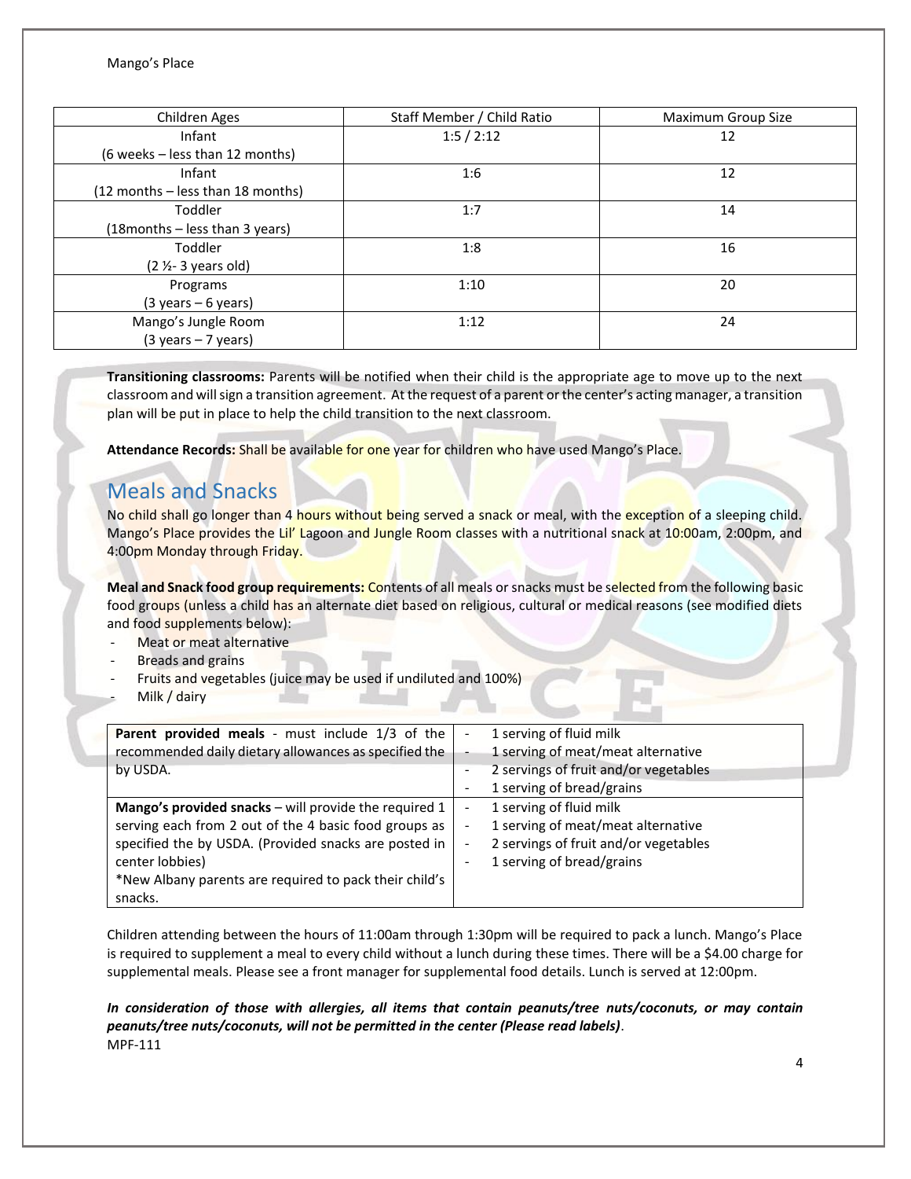| Children Ages | Staff Member / Child Ratio | Maximum Group Size |
|---|---|---|
| Infant (6 weeks – less than 12 months) | 1:5 / 2:12 | 12 |
| Infant (12 months – less than 18 months) | 1:6 | 12 |
| Toddler (18months – less than 3 years) | 1:7 | 14 |
| Toddler (2 ½- 3 years old) | 1:8 | 16 |
| Programs (3 years – 6 years) | 1:10 | 20 |
| Mango's Jungle Room (3 years – 7 years) | 1:12 | 24 |

**Transitioning classrooms:** Parents will be notified when their child is the appropriate age to move up to the next classroom and will sign a transition agreement. At the request of a parent or the center's acting manager, a transition plan will be put in place to help the child transition to the next classroom.

**Attendance Records:** Shall be available for one year for children who have used Mango's Place.

## Meals and Snacks

No child shall go longer than 4 hours without being served a snack or meal, with the exception of a sleeping child. Mango's Place provides the Lil' Lagoon and Jungle Room classes with a nutritional snack at 10:00am, 2:00pm, and 4:00pm Monday through Friday.

**Meal and Snack food group requirements:** Contents of all meals or snacks must be selected from the following basic food groups (unless a child has an alternate diet based on religious, cultural or medical reasons (see modified diets and food supplements below):

- Meat or meat alternative
- Breads and grains
- Fruits and vegetables (juice may be used if undiluted and 100%)
- Milk / dairy

| | |
|---|---|
| **Parent provided meals** - must include 1/3 of the recommended daily dietary allowances as specified the by USDA. | - 1 serving of fluid milk<br>- 1 serving of meat/meat alternative<br>- 2 servings of fruit and/or vegetables<br>- 1 serving of bread/grains |
| **Mango's provided snacks** – will provide the required 1 serving each from 2 out of the 4 basic food groups as specified the by USDA. (Provided snacks are posted in center lobbies)<br>*New Albany parents are required to pack their child's snacks. | - 1 serving of fluid milk<br>- 1 serving of meat/meat alternative<br>- 2 servings of fruit and/or vegetables<br>- 1 serving of bread/grains |

Children attending between the hours of 11:00am through 1:30pm will be required to pack a lunch. Mango's Place is required to supplement a meal to every child without a lunch during these times. There will be a $4.00 charge for supplemental meals. Please see a front manager for supplemental food details. Lunch is served at 12:00pm.

***In consideration of those with allergies, all items that contain peanuts/tree nuts/coconuts, or may contain peanuts/tree nuts/coconuts, will not be permitted in the center (Please read labels)***.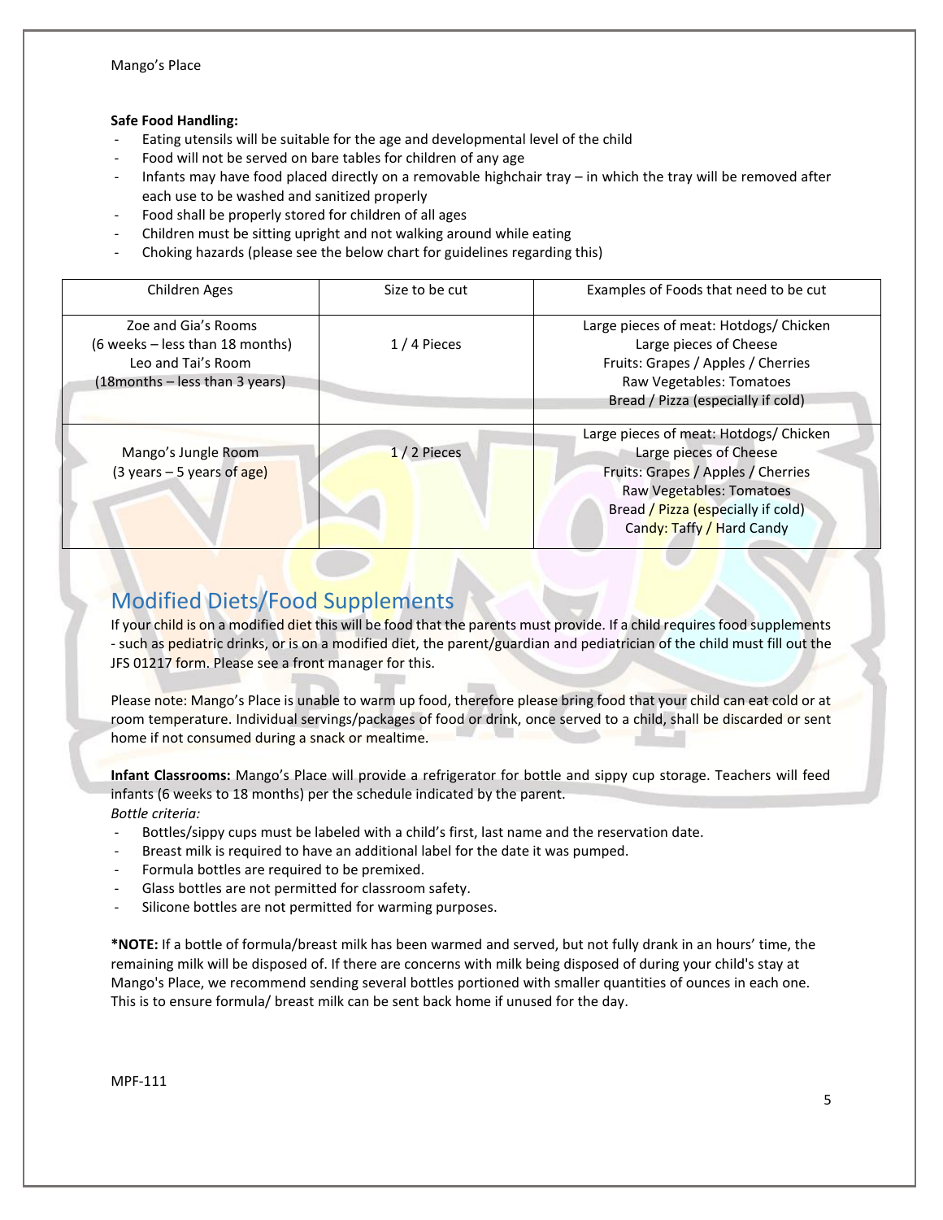**Safe Food Handling:**

- Eating utensils will be suitable for the age and developmental level of the child
- Food will not be served on bare tables for children of any age
- Infants may have food placed directly on a removable highchair tray – in which the tray will be removed after each use to be washed and sanitized properly
- Food shall be properly stored for children of all ages
- Children must be sitting upright and not walking around while eating
- Choking hazards (please see the below chart for guidelines regarding this)

| Children Ages | Size to be cut | Examples of Foods that need to be cut |
|---|---|---|
| Zoe and Gia's Rooms<br>(6 weeks – less than 18 months)<br>Leo and Tai's Room<br>(18months – less than 3 years) | 1 / 4 Pieces | Large pieces of meat: Hotdogs/ Chicken<br>Large pieces of Cheese<br>Fruits: Grapes / Apples / Cherries<br>Raw Vegetables: Tomatoes<br>Bread / Pizza (especially if cold) |
| Mango's Jungle Room<br>(3 years – 5 years of age) | 1 / 2 Pieces | Large pieces of meat: Hotdogs/ Chicken<br>Large pieces of Cheese<br>Fruits: Grapes / Apples / Cherries<br>Raw Vegetables: Tomatoes<br>Bread / Pizza (especially if cold)<br>Candy: Taffy / Hard Candy |

## Modified Diets/Food Supplements

If your child is on a modified diet this will be food that the parents must provide. If a child requires food supplements - such as pediatric drinks, or is on a modified diet, the parent/guardian and pediatrician of the child must fill out the JFS 01217 form. Please see a front manager for this.

Please note: Mango's Place is unable to warm up food, therefore please bring food that your child can eat cold or at room temperature. Individual servings/packages of food or drink, once served to a child, shall be discarded or sent home if not consumed during a snack or mealtime.

**Infant Classrooms:** Mango's Place will provide a refrigerator for bottle and sippy cup storage. Teachers will feed infants (6 weeks to 18 months) per the schedule indicated by the parent.

*Bottle criteria:*

- Bottles/sippy cups must be labeled with a child's first, last name and the reservation date.
- Breast milk is required to have an additional label for the date it was pumped.
- Formula bottles are required to be premixed.
- Glass bottles are not permitted for classroom safety.
- Silicone bottles are not permitted for warming purposes.

**\*NOTE:** If a bottle of formula/breast milk has been warmed and served, but not fully drank in an hours' time, the remaining milk will be disposed of. If there are concerns with milk being disposed of during your child's stay at Mango's Place, we recommend sending several bottles portioned with smaller quantities of ounces in each one. This is to ensure formula/ breast milk can be sent back home if unused for the day.

MPF-111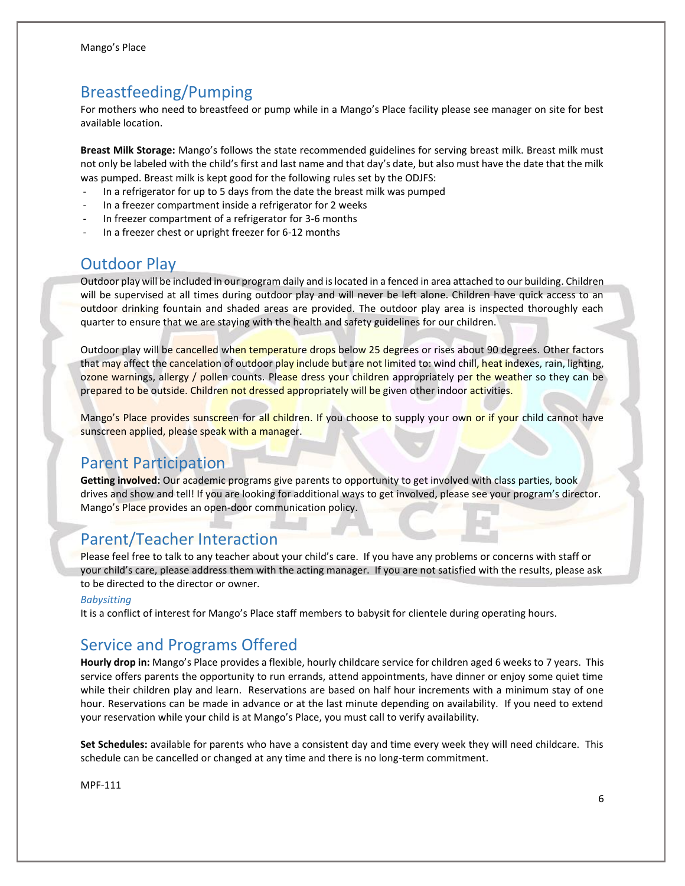## Breastfeeding/Pumping

For mothers who need to breastfeed or pump while in a Mango's Place facility please see manager on site for best available location.

**Breast Milk Storage:** Mango's follows the state recommended guidelines for serving breast milk. Breast milk must not only be labeled with the child's first and last name and that day's date, but also must have the date that the milk was pumped. Breast milk is kept good for the following rules set by the ODJFS:

- In a refrigerator for up to 5 days from the date the breast milk was pumped
- In a freezer compartment inside a refrigerator for 2 weeks
- In freezer compartment of a refrigerator for 3-6 months
- In a freezer chest or upright freezer for 6-12 months

## Outdoor Play

Outdoor play will be included in our program daily and is located in a fenced in area attached to our building. Children will be supervised at all times during outdoor play and will never be left alone. Children have quick access to an outdoor drinking fountain and shaded areas are provided. The outdoor play area is inspected thoroughly each quarter to ensure that we are staying with the health and safety guidelines for our children.

Outdoor play will be cancelled when temperature drops below 25 degrees or rises about 90 degrees. Other factors that may affect the cancelation of outdoor play include but are not limited to: wind chill, heat indexes, rain, lighting, ozone warnings, allergy / pollen counts. Please dress your children appropriately per the weather so they can be prepared to be outside. Children not dressed appropriately will be given other indoor activities.

Mango's Place provides sunscreen for all children. If you choose to supply your own or if your child cannot have sunscreen applied, please speak with a manager.

## Parent Participation

**Getting involved:** Our academic programs give parents to opportunity to get involved with class parties, book drives and show and tell! If you are looking for additional ways to get involved, please see your program's director. Mango's Place provides an open-door communication policy.

## Parent/Teacher Interaction

Please feel free to talk to any teacher about your child's care. If you have any problems or concerns with staff or your child's care, please address them with the acting manager. If you are not satisfied with the results, please ask to be directed to the director or owner.

### *Babysitting*

It is a conflict of interest for Mango's Place staff members to babysit for clientele during operating hours.

## Service and Programs Offered

**Hourly drop in:** Mango's Place provides a flexible, hourly childcare service for children aged 6 weeks to 7 years. This service offers parents the opportunity to run errands, attend appointments, have dinner or enjoy some quiet time while their children play and learn. Reservations are based on half hour increments with a minimum stay of one hour. Reservations can be made in advance or at the last minute depending on availability. If you need to extend your reservation while your child is at Mango's Place, you must call to verify availability.

**Set Schedules:** available for parents who have a consistent day and time every week they will need childcare. This schedule can be cancelled or changed at any time and there is no long-term commitment.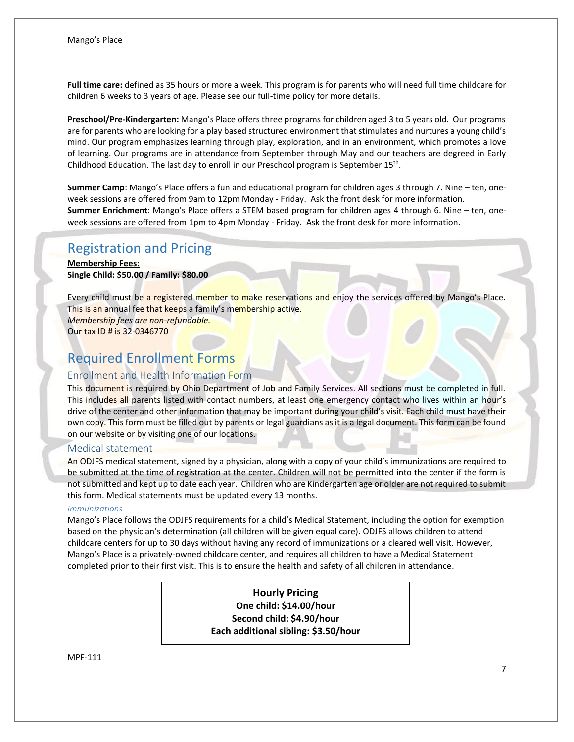**Full time care:** defined as 35 hours or more a week. This program is for parents who will need full time childcare for children 6 weeks to 3 years of age. Please see our full-time policy for more details.

**Preschool/Pre-Kindergarten:** Mango's Place offers three programs for children aged 3 to 5 years old. Our programs are for parents who are looking for a play based structured environment that stimulates and nurtures a young child's mind. Our program emphasizes learning through play, exploration, and in an environment, which promotes a love of learning. Our programs are in attendance from September through May and our teachers are degreed in Early Childhood Education. The last day to enroll in our Preschool program is September 15th.

**Summer Camp**: Mango's Place offers a fun and educational program for children ages 3 through 7. Nine – ten, one-week sessions are offered from 9am to 12pm Monday - Friday. Ask the front desk for more information.
**Summer Enrichment**: Mango's Place offers a STEM based program for children ages 4 through 6. Nine – ten, one-week sessions are offered from 1pm to 4pm Monday - Friday. Ask the front desk for more information.

# Registration and Pricing

**Membership Fees:**
**Single Child: $50.00 / Family: $80.00**

Every child must be a registered member to make reservations and enjoy the services offered by Mango's Place. This is an annual fee that keeps a family's membership active.
*Membership fees are non-refundable.*
Our tax ID # is 32-0346770

# Required Enrollment Forms

## Enrollment and Health Information Form

This document is required by Ohio Department of Job and Family Services. All sections must be completed in full. This includes all parents listed with contact numbers, at least one emergency contact who lives within an hour's drive of the center and other information that may be important during your child's visit. Each child must have their own copy. This form must be filled out by parents or legal guardians as it is a legal document. This form can be found on our website or by visiting one of our locations.

## Medical statement

An ODJFS medical statement, signed by a physician, along with a copy of your child's immunizations are required to be submitted at the time of registration at the center. Children will not be permitted into the center if the form is not submitted and kept up to date each year. Children who are Kindergarten age or older are not required to submit this form. Medical statements must be updated every 13 months.

### *Immunizations*

Mango's Place follows the ODJFS requirements for a child's Medical Statement, including the option for exemption based on the physician's determination (all children will be given equal care). ODJFS allows children to attend childcare centers for up to 30 days without having any record of immunizations or a cleared well visit. However, Mango's Place is a privately-owned childcare center, and requires all children to have a Medical Statement completed prior to their first visit. This is to ensure the health and safety of all children in attendance.

**Hourly Pricing**
**One child: $14.00/hour**
**Second child: $4.90/hour**
**Each additional sibling: $3.50/hour**

MPF-111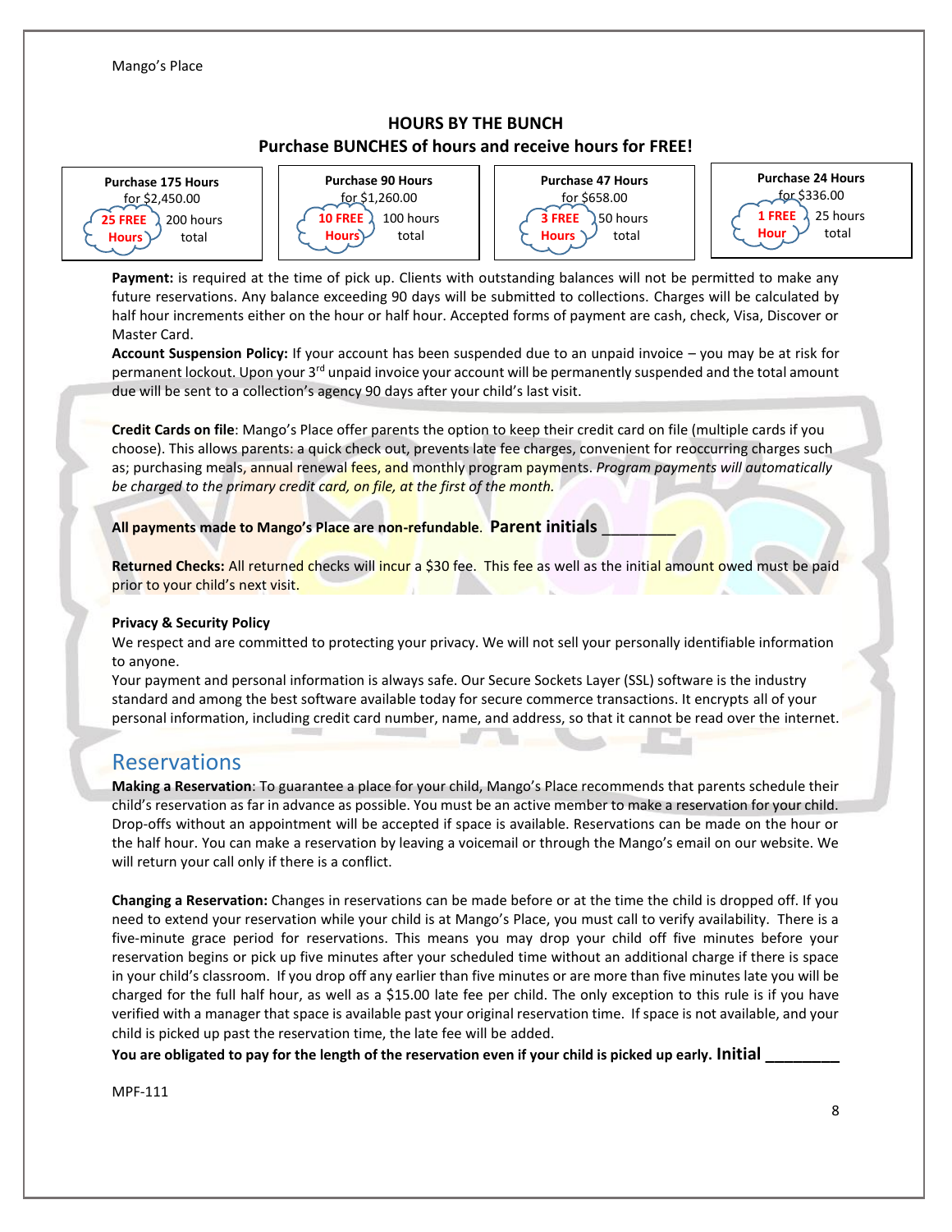## HOURS BY THE BUNCH

### Purchase BUNCHES of hours and receive hours for FREE!

| Purchase 175 Hours | Purchase 90 Hours | Purchase 47 Hours | Purchase 24 Hours |
|---|---|---|---|
| for $2,450.00 | for $1,260.00 | for $658.00 | for $336.00 |
| 25 FREE Hours — 200 hours total | 10 FREE Hours — 100 hours total | 3 FREE Hours — 50 hours total | 1 FREE Hour — 25 hours total |

**Payment:** is required at the time of pick up. Clients with outstanding balances will not be permitted to make any future reservations. Any balance exceeding 90 days will be submitted to collections. Charges will be calculated by half hour increments either on the hour or half hour. Accepted forms of payment are cash, check, Visa, Discover or Master Card.

**Account Suspension Policy:** If your account has been suspended due to an unpaid invoice – you may be at risk for permanent lockout. Upon your 3rd unpaid invoice your account will be permanently suspended and the total amount due will be sent to a collection's agency 90 days after your child's last visit.

**Credit Cards on file**: Mango's Place offer parents the option to keep their credit card on file (multiple cards if you choose). This allows parents: a quick check out, prevents late fee charges, convenient for reoccurring charges such as; purchasing meals, annual renewal fees, and monthly program payments. *Program payments will automatically be charged to the primary credit card, on file, at the first of the month.*

**All payments made to Mango's Place are non-refundable**. **Parent initials ________**

**Returned Checks:** All returned checks will incur a $30 fee. This fee as well as the initial amount owed must be paid prior to your child's next visit.

**Privacy & Security Policy**

We respect and are committed to protecting your privacy. We will not sell your personally identifiable information to anyone.

Your payment and personal information is always safe. Our Secure Sockets Layer (SSL) software is the industry standard and among the best software available today for secure commerce transactions. It encrypts all of your personal information, including credit card number, name, and address, so that it cannot be read over the internet.

## Reservations

**Making a Reservation**: To guarantee a place for your child, Mango's Place recommends that parents schedule their child's reservation as far in advance as possible. You must be an active member to make a reservation for your child. Drop-offs without an appointment will be accepted if space is available. Reservations can be made on the hour or the half hour. You can make a reservation by leaving a voicemail or through the Mango's email on our website. We will return your call only if there is a conflict.

**Changing a Reservation:** Changes in reservations can be made before or at the time the child is dropped off. If you need to extend your reservation while your child is at Mango's Place, you must call to verify availability. There is a five-minute grace period for reservations. This means you may drop your child off five minutes before your reservation begins or pick up five minutes after your scheduled time without an additional charge if there is space in your child's classroom. If you drop off any earlier than five minutes or are more than five minutes late you will be charged for the full half hour, as well as a $15.00 late fee per child. The only exception to this rule is if you have verified with a manager that space is available past your original reservation time. If space is not available, and your child is picked up past the reservation time, the late fee will be added.

**You are obligated to pay for the length of the reservation even if your child is picked up early. Initial ________**

MPF-111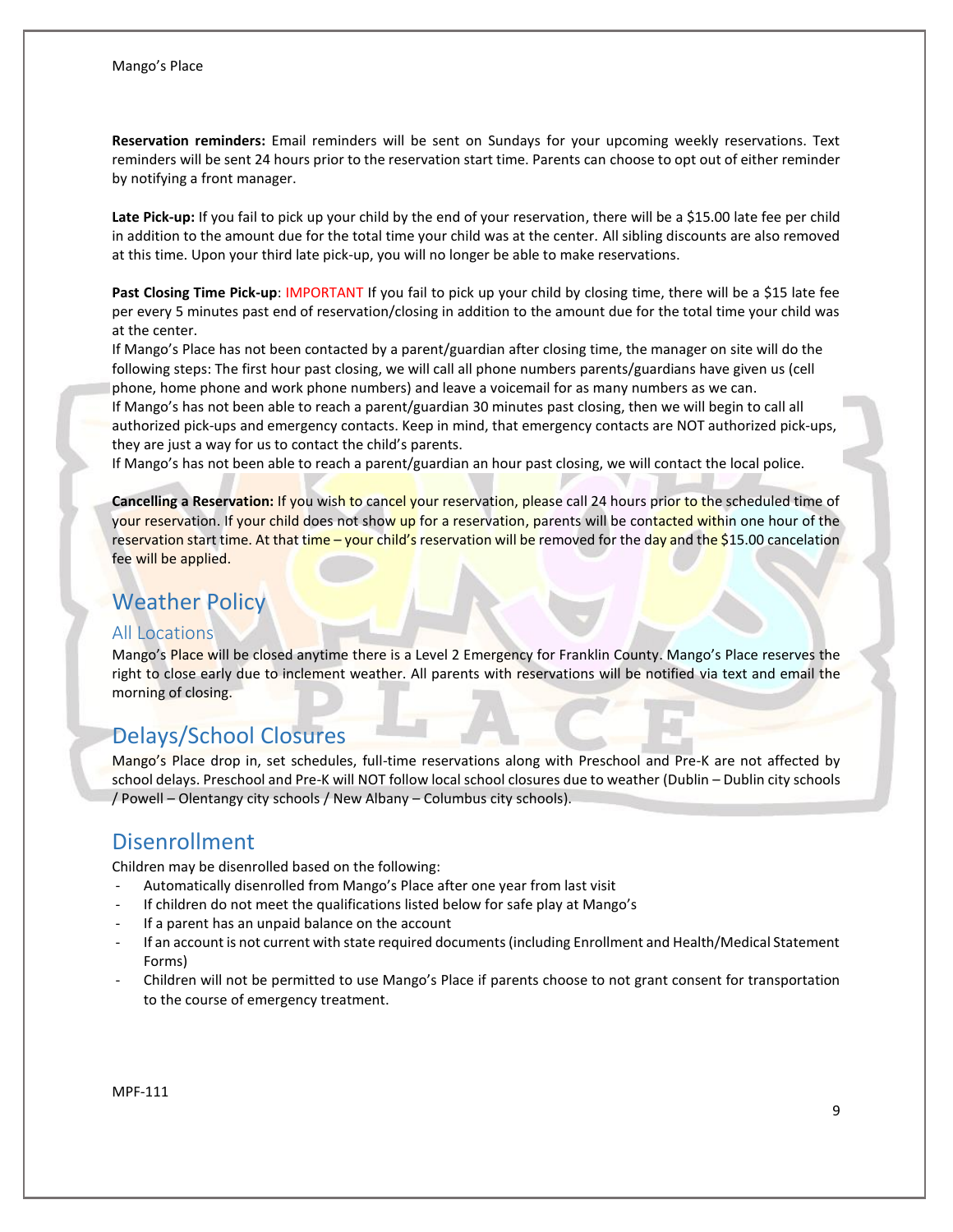**Reservation reminders:** Email reminders will be sent on Sundays for your upcoming weekly reservations. Text reminders will be sent 24 hours prior to the reservation start time. Parents can choose to opt out of either reminder by notifying a front manager.

**Late Pick-up:** If you fail to pick up your child by the end of your reservation, there will be a $15.00 late fee per child in addition to the amount due for the total time your child was at the center. All sibling discounts are also removed at this time. Upon your third late pick-up, you will no longer be able to make reservations.

**Past Closing Time Pick-up**: IMPORTANT If you fail to pick up your child by closing time, there will be a $15 late fee per every 5 minutes past end of reservation/closing in addition to the amount due for the total time your child was at the center.

If Mango's Place has not been contacted by a parent/guardian after closing time, the manager on site will do the following steps: The first hour past closing, we will call all phone numbers parents/guardians have given us (cell phone, home phone and work phone numbers) and leave a voicemail for as many numbers as we can.

If Mango's has not been able to reach a parent/guardian 30 minutes past closing, then we will begin to call all authorized pick-ups and emergency contacts. Keep in mind, that emergency contacts are NOT authorized pick-ups, they are just a way for us to contact the child's parents.

If Mango's has not been able to reach a parent/guardian an hour past closing, we will contact the local police.

**Cancelling a Reservation:** If you wish to cancel your reservation, please call 24 hours prior to the scheduled time of your reservation. If your child does not show up for a reservation, parents will be contacted within one hour of the reservation start time. At that time – your child's reservation will be removed for the day and the $15.00 cancelation fee will be applied.

## Weather Policy

### All Locations

Mango's Place will be closed anytime there is a Level 2 Emergency for Franklin County. Mango's Place reserves the right to close early due to inclement weather. All parents with reservations will be notified via text and email the morning of closing.

## Delays/School Closures

Mango's Place drop in, set schedules, full-time reservations along with Preschool and Pre-K are not affected by school delays. Preschool and Pre-K will NOT follow local school closures due to weather (Dublin – Dublin city schools / Powell – Olentangy city schools / New Albany – Columbus city schools).

## Disenrollment

Children may be disenrolled based on the following:

- Automatically disenrolled from Mango's Place after one year from last visit
- If children do not meet the qualifications listed below for safe play at Mango's
- If a parent has an unpaid balance on the account
- If an account is not current with state required documents (including Enrollment and Health/Medical Statement Forms)
- Children will not be permitted to use Mango's Place if parents choose to not grant consent for transportation to the course of emergency treatment.

MPF-111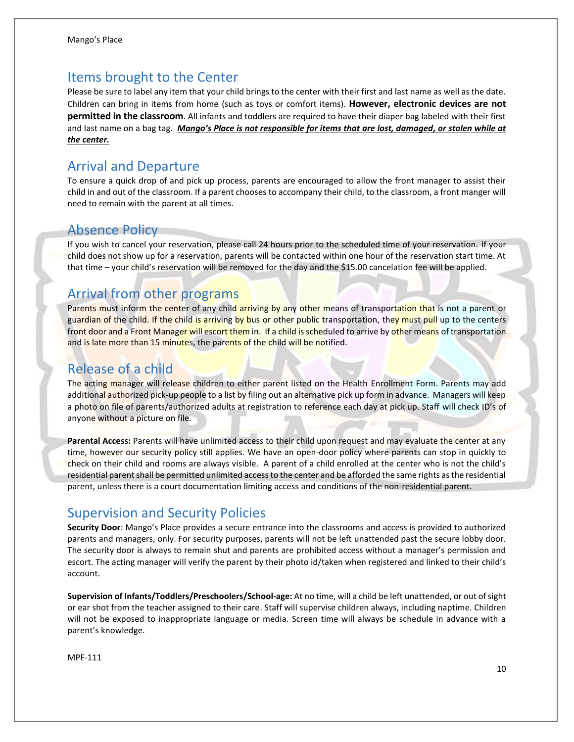## Items brought to the Center

Please be sure to label any item that your child brings to the center with their first and last name as well as the date. Children can bring in items from home (such as toys or comfort items). **However, electronic devices are not permitted in the classroom**. All infants and toddlers are required to have their diaper bag labeled with their first and last name on a bag tag. ***Mango's Place is not responsible for items that are lost, damaged, or stolen while at the center.***

## Arrival and Departure

To ensure a quick drop of and pick up process, parents are encouraged to allow the front manager to assist their child in and out of the classroom. If a parent chooses to accompany their child, to the classroom, a front manger will need to remain with the parent at all times.

## Absence Policy

If you wish to cancel your reservation, please call 24 hours prior to the scheduled time of your reservation. If your child does not show up for a reservation, parents will be contacted within one hour of the reservation start time. At that time – your child's reservation will be removed for the day and the $15.00 cancelation fee will be applied.

## Arrival from other programs

Parents must inform the center of any child arriving by any other means of transportation that is not a parent or guardian of the child. If the child is arriving by bus or other public transportation, they must pull up to the centers front door and a Front Manager will escort them in. If a child is scheduled to arrive by other means of transportation and is late more than 15 minutes, the parents of the child will be notified.

## Release of a child

The acting manager will release children to either parent listed on the Health Enrollment Form. Parents may add additional authorized pick-up people to a list by filing out an alternative pick up form in advance. Managers will keep a photo on file of parents/authorized adults at registration to reference each day at pick up. Staff will check ID's of anyone without a picture on file.

**Parental Access:** Parents will have unlimited access to their child upon request and may evaluate the center at any time, however our security policy still applies. We have an open-door policy where parents can stop in quickly to check on their child and rooms are always visible. A parent of a child enrolled at the center who is not the child's residential parent shall be permitted unlimited access to the center and be afforded the same rights as the residential parent, unless there is a court documentation limiting access and conditions of the non-residential parent.

## Supervision and Security Policies

**Security Door**: Mango's Place provides a secure entrance into the classrooms and access is provided to authorized parents and managers, only. For security purposes, parents will not be left unattended past the secure lobby door. The security door is always to remain shut and parents are prohibited access without a manager's permission and escort. The acting manager will verify the parent by their photo id/taken when registered and linked to their child's account.

**Supervision of Infants/Toddlers/Preschoolers/School-age:** At no time, will a child be left unattended, or out of sight or ear shot from the teacher assigned to their care. Staff will supervise children always, including naptime. Children will not be exposed to inappropriate language or media. Screen time will always be schedule in advance with a parent's knowledge.

MPF-111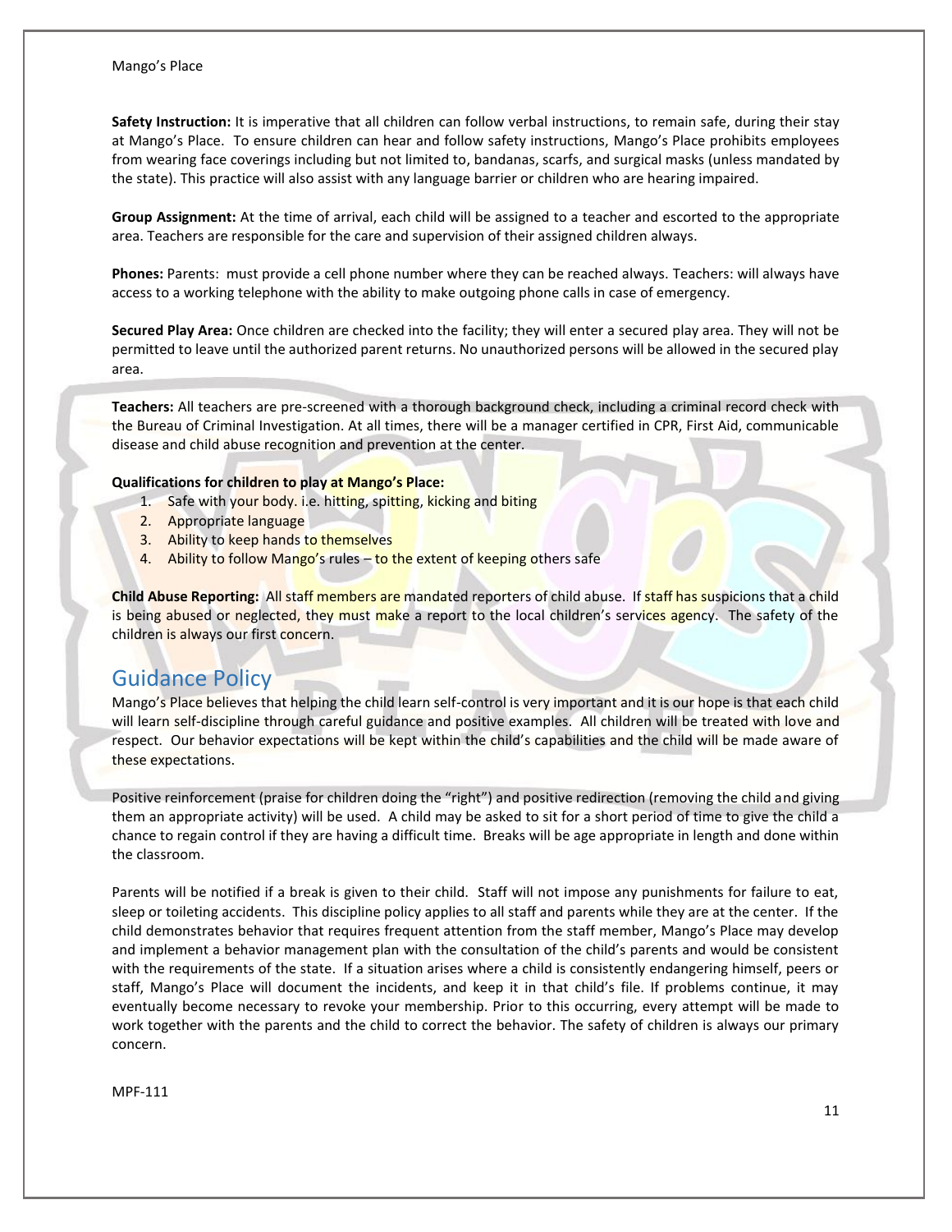**Safety Instruction:** It is imperative that all children can follow verbal instructions, to remain safe, during their stay at Mango's Place. To ensure children can hear and follow safety instructions, Mango's Place prohibits employees from wearing face coverings including but not limited to, bandanas, scarfs, and surgical masks (unless mandated by the state). This practice will also assist with any language barrier or children who are hearing impaired.

**Group Assignment:** At the time of arrival, each child will be assigned to a teacher and escorted to the appropriate area. Teachers are responsible for the care and supervision of their assigned children always.

**Phones:** Parents: must provide a cell phone number where they can be reached always. Teachers: will always have access to a working telephone with the ability to make outgoing phone calls in case of emergency.

**Secured Play Area:** Once children are checked into the facility; they will enter a secured play area. They will not be permitted to leave until the authorized parent returns. No unauthorized persons will be allowed in the secured play area.

**Teachers:** All teachers are pre-screened with a thorough background check, including a criminal record check with the Bureau of Criminal Investigation. At all times, there will be a manager certified in CPR, First Aid, communicable disease and child abuse recognition and prevention at the center.

**Qualifications for children to play at Mango's Place:**

1. Safe with your body. i.e. hitting, spitting, kicking and biting
2. Appropriate language
3. Ability to keep hands to themselves
4. Ability to follow Mango's rules – to the extent of keeping others safe

**Child Abuse Reporting:** All staff members are mandated reporters of child abuse. If staff has suspicions that a child is being abused or neglected, they must make a report to the local children's services agency. The safety of the children is always our first concern.

## Guidance Policy

Mango's Place believes that helping the child learn self-control is very important and it is our hope is that each child will learn self-discipline through careful guidance and positive examples. All children will be treated with love and respect. Our behavior expectations will be kept within the child's capabilities and the child will be made aware of these expectations.

Positive reinforcement (praise for children doing the "right") and positive redirection (removing the child and giving them an appropriate activity) will be used. A child may be asked to sit for a short period of time to give the child a chance to regain control if they are having a difficult time. Breaks will be age appropriate in length and done within the classroom.

Parents will be notified if a break is given to their child. Staff will not impose any punishments for failure to eat, sleep or toileting accidents. This discipline policy applies to all staff and parents while they are at the center. If the child demonstrates behavior that requires frequent attention from the staff member, Mango's Place may develop and implement a behavior management plan with the consultation of the child's parents and would be consistent with the requirements of the state. If a situation arises where a child is consistently endangering himself, peers or staff, Mango's Place will document the incidents, and keep it in that child's file. If problems continue, it may eventually become necessary to revoke your membership. Prior to this occurring, every attempt will be made to work together with the parents and the child to correct the behavior. The safety of children is always our primary concern.

MPF-111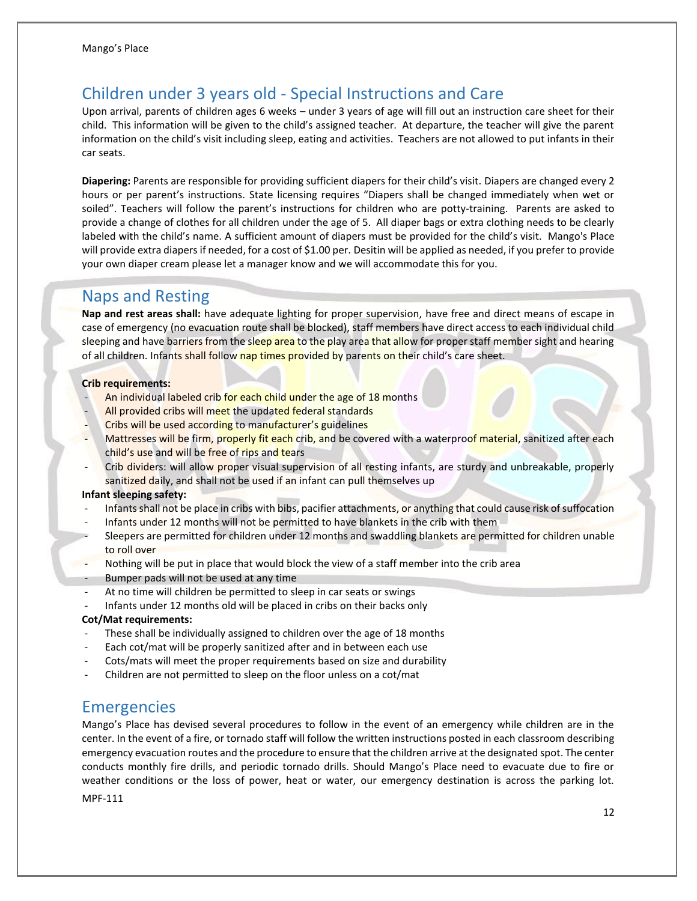## Children under 3 years old - Special Instructions and Care

Upon arrival, parents of children ages 6 weeks – under 3 years of age will fill out an instruction care sheet for their child. This information will be given to the child's assigned teacher. At departure, the teacher will give the parent information on the child's visit including sleep, eating and activities. Teachers are not allowed to put infants in their car seats.

**Diapering:** Parents are responsible for providing sufficient diapers for their child's visit. Diapers are changed every 2 hours or per parent's instructions. State licensing requires "Diapers shall be changed immediately when wet or soiled". Teachers will follow the parent's instructions for children who are potty-training. Parents are asked to provide a change of clothes for all children under the age of 5. All diaper bags or extra clothing needs to be clearly labeled with the child's name. A sufficient amount of diapers must be provided for the child's visit. Mango's Place will provide extra diapers if needed, for a cost of $1.00 per. Desitin will be applied as needed, if you prefer to provide your own diaper cream please let a manager know and we will accommodate this for you.

## Naps and Resting

**Nap and rest areas shall:** have adequate lighting for proper supervision, have free and direct means of escape in case of emergency (no evacuation route shall be blocked), staff members have direct access to each individual child sleeping and have barriers from the sleep area to the play area that allow for proper staff member sight and hearing of all children. Infants shall follow nap times provided by parents on their child's care sheet.

**Crib requirements:**

- An individual labeled crib for each child under the age of 18 months
- All provided cribs will meet the updated federal standards
- Cribs will be used according to manufacturer's guidelines
- Mattresses will be firm, properly fit each crib, and be covered with a waterproof material, sanitized after each child's use and will be free of rips and tears
- Crib dividers: will allow proper visual supervision of all resting infants, are sturdy and unbreakable, properly sanitized daily, and shall not be used if an infant can pull themselves up

**Infant sleeping safety:**

- Infants shall not be place in cribs with bibs, pacifier attachments, or anything that could cause risk of suffocation
- Infants under 12 months will not be permitted to have blankets in the crib with them
- Sleepers are permitted for children under 12 months and swaddling blankets are permitted for children unable to roll over
- Nothing will be put in place that would block the view of a staff member into the crib area
- Bumper pads will not be used at any time
- At no time will children be permitted to sleep in car seats or swings
- Infants under 12 months old will be placed in cribs on their backs only

**Cot/Mat requirements:**

- These shall be individually assigned to children over the age of 18 months
- Each cot/mat will be properly sanitized after and in between each use
- Cots/mats will meet the proper requirements based on size and durability
- Children are not permitted to sleep on the floor unless on a cot/mat

## Emergencies

Mango's Place has devised several procedures to follow in the event of an emergency while children are in the center. In the event of a fire, or tornado staff will follow the written instructions posted in each classroom describing emergency evacuation routes and the procedure to ensure that the children arrive at the designated spot. The center conducts monthly fire drills, and periodic tornado drills. Should Mango's Place need to evacuate due to fire or weather conditions or the loss of power, heat or water, our emergency destination is across the parking lot.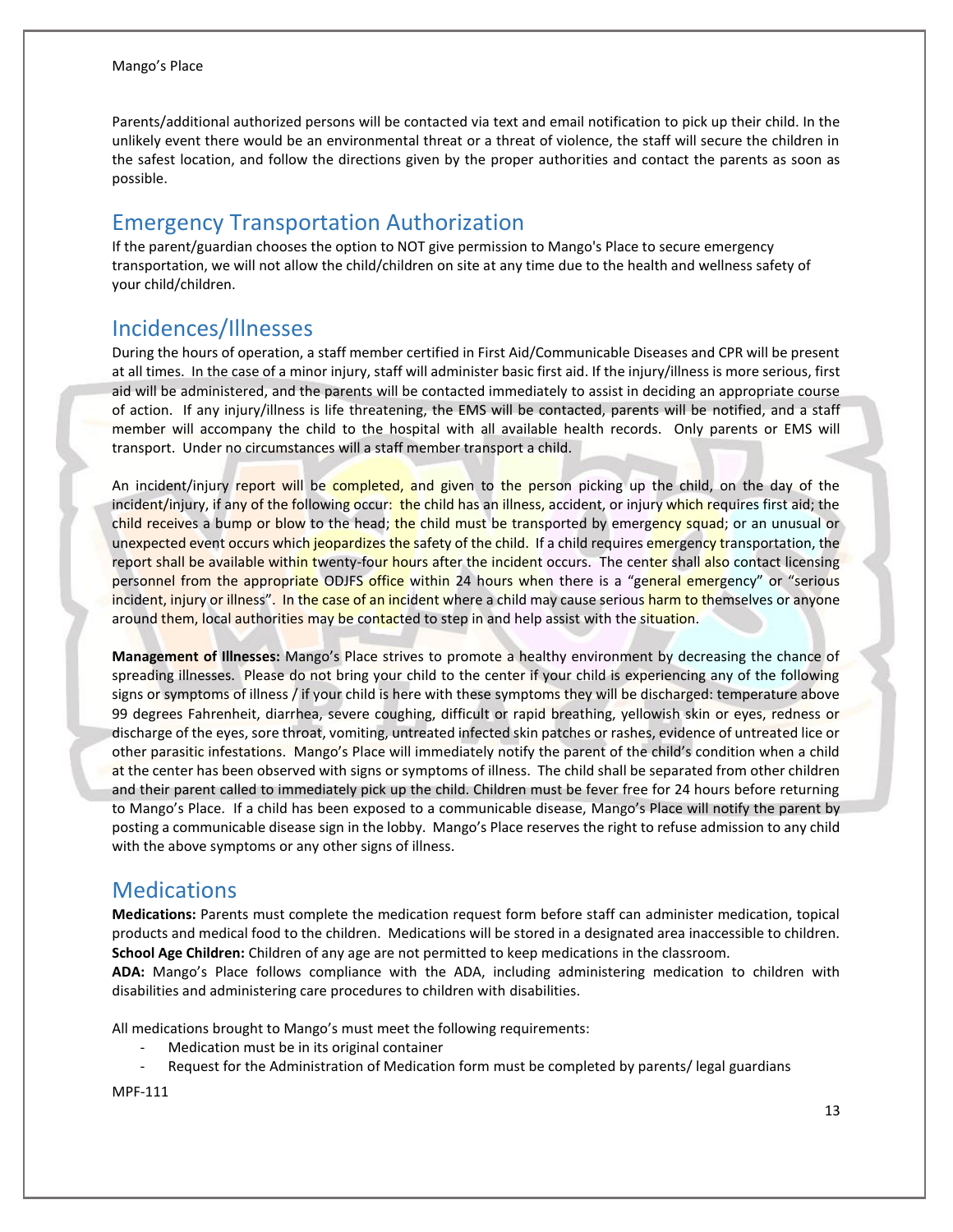Parents/additional authorized persons will be contacted via text and email notification to pick up their child. In the unlikely event there would be an environmental threat or a threat of violence, the staff will secure the children in the safest location, and follow the directions given by the proper authorities and contact the parents as soon as possible.

## Emergency Transportation Authorization

If the parent/guardian chooses the option to NOT give permission to Mango's Place to secure emergency transportation, we will not allow the child/children on site at any time due to the health and wellness safety of your child/children.

## Incidences/Illnesses

During the hours of operation, a staff member certified in First Aid/Communicable Diseases and CPR will be present at all times. In the case of a minor injury, staff will administer basic first aid. If the injury/illness is more serious, first aid will be administered, and the parents will be contacted immediately to assist in deciding an appropriate course of action. If any injury/illness is life threatening, the EMS will be contacted, parents will be notified, and a staff member will accompany the child to the hospital with all available health records. Only parents or EMS will transport. Under no circumstances will a staff member transport a child.

An incident/injury report will be completed, and given to the person picking up the child, on the day of the incident/injury, if any of the following occur: the child has an illness, accident, or injury which requires first aid; the child receives a bump or blow to the head; the child must be transported by emergency squad; or an unusual or unexpected event occurs which jeopardizes the safety of the child. If a child requires emergency transportation, the report shall be available within twenty-four hours after the incident occurs. The center shall also contact licensing personnel from the appropriate ODJFS office within 24 hours when there is a "general emergency" or "serious incident, injury or illness". In the case of an incident where a child may cause serious harm to themselves or anyone around them, local authorities may be contacted to step in and help assist with the situation.

**Management of Illnesses:** Mango's Place strives to promote a healthy environment by decreasing the chance of spreading illnesses. Please do not bring your child to the center if your child is experiencing any of the following signs or symptoms of illness / if your child is here with these symptoms they will be discharged: temperature above 99 degrees Fahrenheit, diarrhea, severe coughing, difficult or rapid breathing, yellowish skin or eyes, redness or discharge of the eyes, sore throat, vomiting, untreated infected skin patches or rashes, evidence of untreated lice or other parasitic infestations. Mango's Place will immediately notify the parent of the child's condition when a child at the center has been observed with signs or symptoms of illness. The child shall be separated from other children and their parent called to immediately pick up the child. Children must be fever free for 24 hours before returning to Mango's Place. If a child has been exposed to a communicable disease, Mango's Place will notify the parent by posting a communicable disease sign in the lobby. Mango's Place reserves the right to refuse admission to any child with the above symptoms or any other signs of illness.

## Medications

**Medications:** Parents must complete the medication request form before staff can administer medication, topical products and medical food to the children. Medications will be stored in a designated area inaccessible to children.
**School Age Children:** Children of any age are not permitted to keep medications in the classroom.
**ADA:** Mango's Place follows compliance with the ADA, including administering medication to children with disabilities and administering care procedures to children with disabilities.

All medications brought to Mango's must meet the following requirements:

- Medication must be in its original container
- Request for the Administration of Medication form must be completed by parents/ legal guardians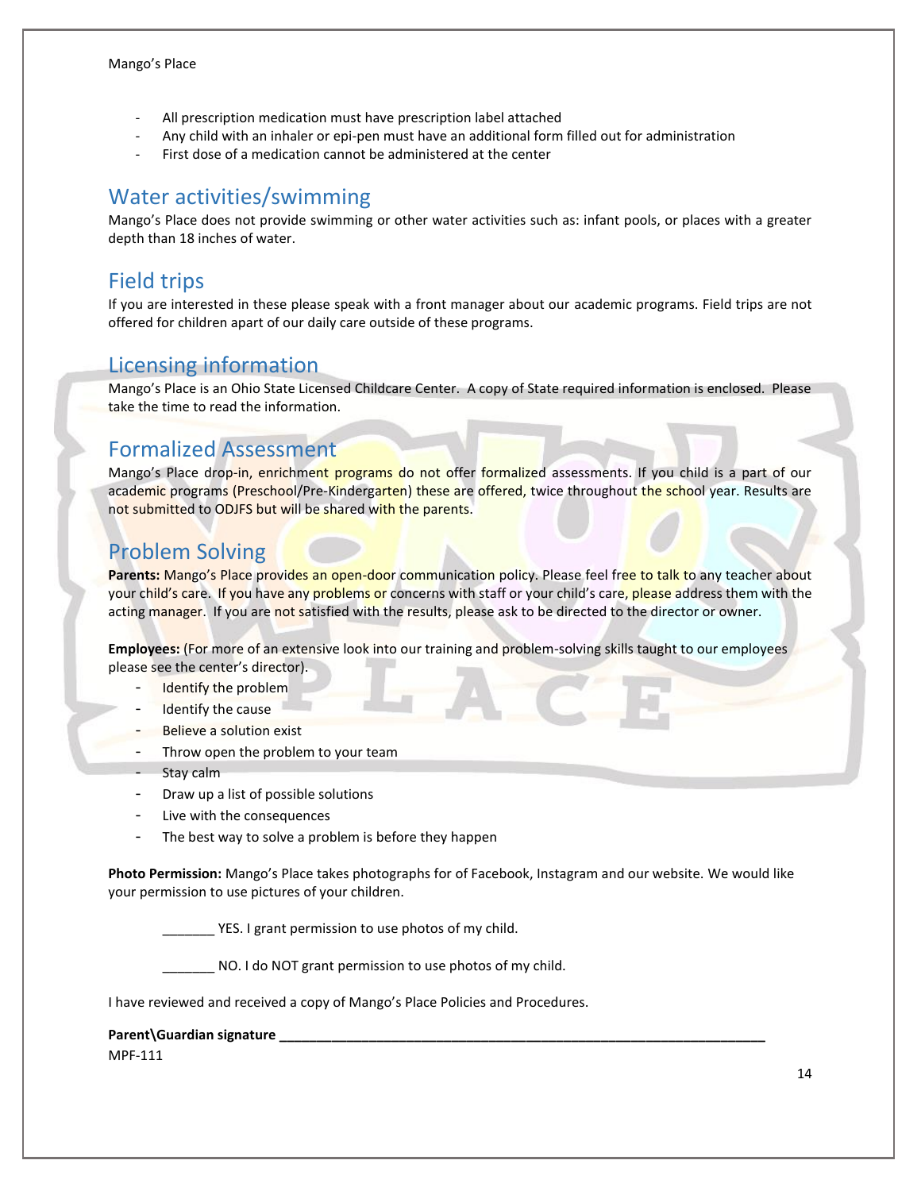- All prescription medication must have prescription label attached
- Any child with an inhaler or epi-pen must have an additional form filled out for administration
- First dose of a medication cannot be administered at the center

## Water activities/swimming

Mango's Place does not provide swimming or other water activities such as: infant pools, or places with a greater depth than 18 inches of water.

## Field trips

If you are interested in these please speak with a front manager about our academic programs. Field trips are not offered for children apart of our daily care outside of these programs.

## Licensing information

Mango's Place is an Ohio State Licensed Childcare Center. A copy of State required information is enclosed. Please take the time to read the information.

## Formalized Assessment

Mango's Place drop-in, enrichment programs do not offer formalized assessments. If you child is a part of our academic programs (Preschool/Pre-Kindergarten) these are offered, twice throughout the school year. Results are not submitted to ODJFS but will be shared with the parents.

## Problem Solving

**Parents:** Mango's Place provides an open-door communication policy. Please feel free to talk to any teacher about your child's care. If you have any problems or concerns with staff or your child's care, please address them with the acting manager. If you are not satisfied with the results, please ask to be directed to the director or owner.

**Employees:** (For more of an extensive look into our training and problem-solving skills taught to our employees please see the center's director).

- Identify the problem
- Identify the cause
- Believe a solution exist
- Throw open the problem to your team
- Stay calm
- Draw up a list of possible solutions
- Live with the consequences
- The best way to solve a problem is before they happen

**Photo Permission:** Mango's Place takes photographs for of Facebook, Instagram and our website. We would like your permission to use pictures of your children.

_______ YES. I grant permission to use photos of my child.

_______ NO. I do NOT grant permission to use photos of my child.

I have reviewed and received a copy of Mango's Place Policies and Procedures.

**Parent\Guardian signature ____________________________________________________________**

MPF-111